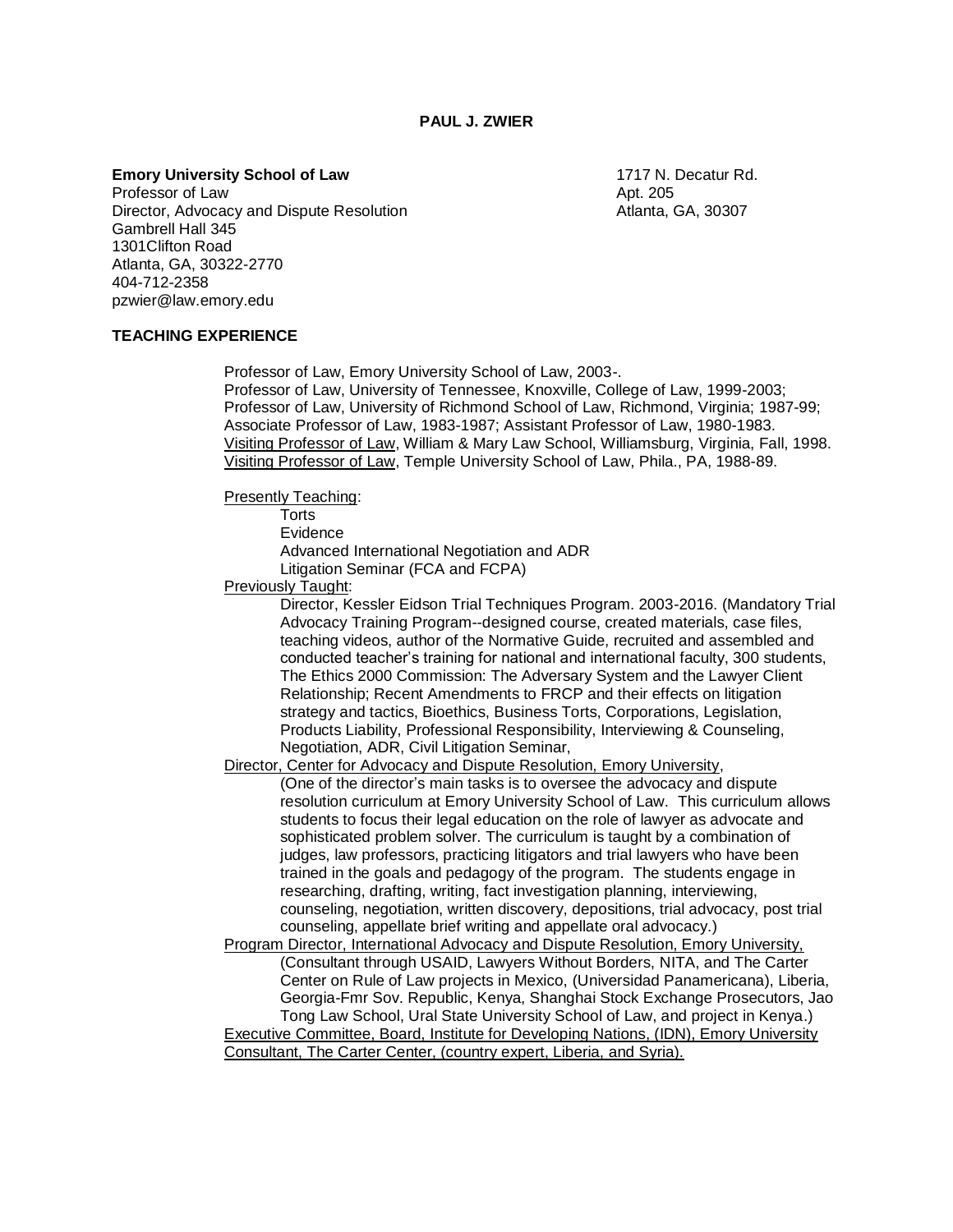# PAUL J. ZWIER

**Emory University School of Law**
Professor of Law
Director, Advocacy and Dispute Resolution
Gambrell Hall 345
1301Clifton Road
Atlanta, GA, 30322-2770
404-712-2358
pzwier@law.emory.edu

1717 N. Decatur Rd.
Apt. 205
Atlanta, GA, 30307

## TEACHING EXPERIENCE

Professor of Law, Emory University School of Law, 2003-.
Professor of Law, University of Tennessee, Knoxville, College of Law, 1999-2003;
Professor of Law, University of Richmond School of Law, Richmond, Virginia; 1987-99;
Associate Professor of Law, 1983-1987; Assistant Professor of Law, 1980-1983.
Visiting Professor of Law, William & Mary Law School, Williamsburg, Virginia, Fall, 1998.
Visiting Professor of Law, Temple University School of Law, Phila., PA, 1988-89.

Presently Teaching:

- Torts
- Evidence
- Advanced International Negotiation and ADR
- Litigation Seminar (FCA and FCPA)

Previously Taught:

Director, Kessler Eidson Trial Techniques Program. 2003-2016. (Mandatory Trial Advocacy Training Program--designed course, created materials, case files, teaching videos, author of the Normative Guide, recruited and assembled and conducted teacher's training for national and international faculty, 300 students, The Ethics 2000 Commission: The Adversary System and the Lawyer Client Relationship; Recent Amendments to FRCP and their effects on litigation strategy and tactics, Bioethics, Business Torts, Corporations, Legislation, Products Liability, Professional Responsibility, Interviewing & Counseling, Negotiation, ADR, Civil Litigation Seminar,

Director, Center for Advocacy and Dispute Resolution, Emory University,

(One of the director's main tasks is to oversee the advocacy and dispute resolution curriculum at Emory University School of Law. This curriculum allows students to focus their legal education on the role of lawyer as advocate and sophisticated problem solver. The curriculum is taught by a combination of judges, law professors, practicing litigators and trial lawyers who have been trained in the goals and pedagogy of the program. The students engage in researching, drafting, writing, fact investigation planning, interviewing, counseling, negotiation, written discovery, depositions, trial advocacy, post trial counseling, appellate brief writing and appellate oral advocacy.)

Program Director, International Advocacy and Dispute Resolution, Emory University,

(Consultant through USAID, Lawyers Without Borders, NITA, and The Carter Center on Rule of Law projects in Mexico, (Universidad Panamericana), Liberia, Georgia-Fmr Sov. Republic, Kenya, Shanghai Stock Exchange Prosecutors, Jao Tong Law School, Ural State University School of Law, and project in Kenya.)

Executive Committee, Board, Institute for Developing Nations, (IDN), Emory University

Consultant, The Carter Center, (country expert, Liberia, and Syria).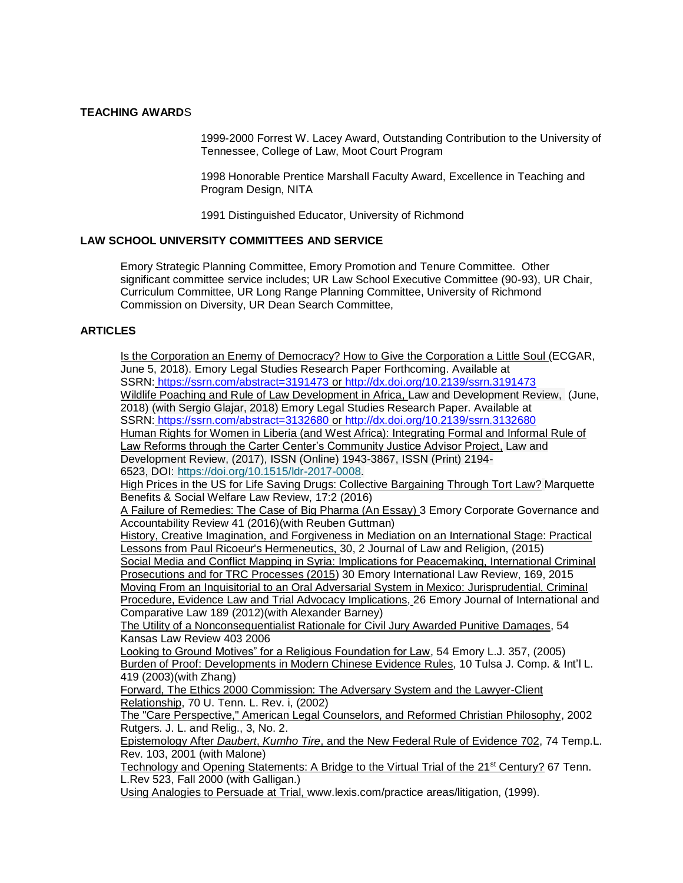## TEACHING AWARDS

1999-2000 Forrest W. Lacey Award, Outstanding Contribution to the University of Tennessee, College of Law, Moot Court Program

1998 Honorable Prentice Marshall Faculty Award, Excellence in Teaching and Program Design, NITA

1991 Distinguished Educator, University of Richmond

## LAW SCHOOL UNIVERSITY COMMITTEES AND SERVICE

Emory Strategic Planning Committee, Emory Promotion and Tenure Committee. Other significant committee service includes; UR Law School Executive Committee (90-93), UR Chair, Curriculum Committee, UR Long Range Planning Committee, University of Richmond Commission on Diversity, UR Dean Search Committee,

## ARTICLES

<u>Is the Corporation an Enemy of Democracy? How to Give the Corporation a Little Soul</u> (ECGAR, June 5, 2018). Emory Legal Studies Research Paper Forthcoming. Available at SSRN: https://ssrn.com/abstract=3191473 or http://dx.doi.org/10.2139/ssrn.3191473
<u>Wildlife Poaching and Rule of Law Development in Africa,</u> Law and Development Review, (June, 2018) (with Sergio Glajar, 2018) Emory Legal Studies Research Paper. Available at SSRN: https://ssrn.com/abstract=3132680 or http://dx.doi.org/10.2139/ssrn.3132680
<u>Human Rights for Women in Liberia (and West Africa): Integrating Formal and Informal Rule of Law Reforms through the Carter Center's Community Justice Advisor Project,</u> Law and Development Review, (2017), ISSN (Online) 1943-3867, ISSN (Print) 2194-6523, DOI: https://doi.org/10.1515/ldr-2017-0008.
<u>High Prices in the US for Life Saving Drugs: Collective Bargaining Through Tort Law?</u> Marquette Benefits & Social Welfare Law Review, 17:2 (2016)
<u>A Failure of Remedies: The Case of Big Pharma (An Essay)</u> 3 Emory Corporate Governance and Accountability Review 41 (2016)(with Reuben Guttman)
<u>History, Creative Imagination, and Forgiveness in Mediation on an International Stage: Practical Lessons from Paul Ricoeur's Hermeneutics,</u> 30, 2 Journal of Law and Religion, (2015)
<u>Social Media and Conflict Mapping in Syria: Implications for Peacemaking, International Criminal Prosecutions and for TRC Processes (2015)</u> 30 Emory International Law Review, 169, 2015
<u>Moving From an Inquisitorial to an Oral Adversarial System in Mexico: Jurisprudential, Criminal Procedure, Evidence Law and Trial Advocacy Implications,</u> 26 Emory Journal of International and Comparative Law 189 (2012)(with Alexander Barney)
<u>The Utility of a Nonconsequentialist Rationale for Civil Jury Awarded Punitive Damages</u>, 54 Kansas Law Review 403 2006
<u>Looking to Ground Motives" for a Religious Foundation for Law</u>, 54 Emory L.J. 357, (2005)
<u>Burden of Proof: Developments in Modern Chinese Evidence Rules</u>, 10 Tulsa J. Comp. & Int'l L. 419 (2003)(with Zhang)
<u>Forward, The Ethics 2000 Commission: The Adversary System and the Lawyer-Client Relationship</u>, 70 U. Tenn. L. Rev. i, (2002)
<u>The "Care Perspective," American Legal Counselors, and Reformed Christian Philosophy</u>, 2002 Rutgers. J. L. and Relig., 3, No. 2.
<u>Epistemology After *Daubert*, *Kumho Tire*, and the New Federal Rule of Evidence 702</u>, 74 Temp.L. Rev. 103, 2001 (with Malone)
<u>Technology and Opening Statements: A Bridge to the Virtual Trial of the 21st Century?</u> 67 Tenn. L.Rev 523, Fall 2000 (with Galligan.)
<u>Using Analogies to Persuade at Trial,</u> www.lexis.com/practice areas/litigation, (1999).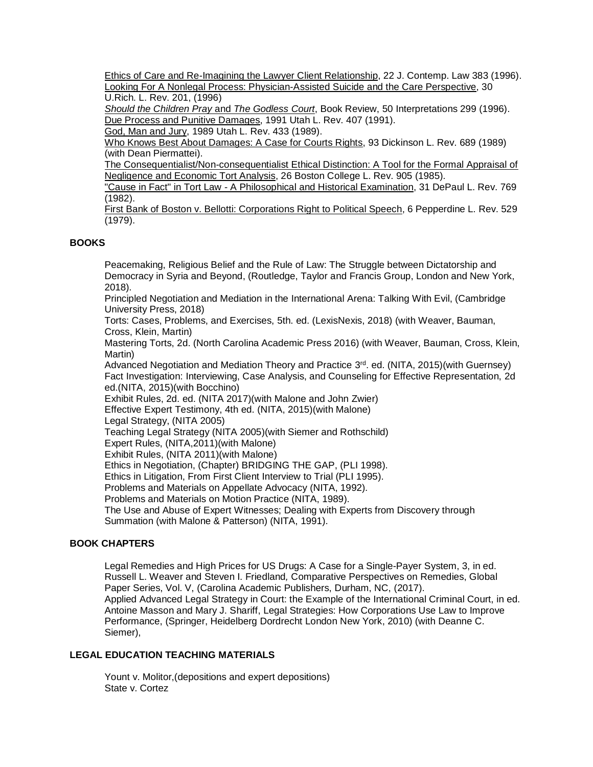Ethics of Care and Re-Imagining the Lawyer Client Relationship, 22 J. Contemp. Law 383 (1996).
Looking For A Nonlegal Process: Physician-Assisted Suicide and the Care Perspective, 30 U.Rich. L. Rev. 201, (1996)
*Should the Children Pray* and *The Godless Court*, Book Review, 50 Interpretations 299 (1996).
Due Process and Punitive Damages, 1991 Utah L. Rev. 407 (1991).
God, Man and Jury, 1989 Utah L. Rev. 433 (1989).
Who Knows Best About Damages: A Case for Courts Rights, 93 Dickinson L. Rev. 689 (1989) (with Dean Piermattei).
The Consequentialist/Non-consequentialist Ethical Distinction: A Tool for the Formal Appraisal of Negligence and Economic Tort Analysis, 26 Boston College L. Rev. 905 (1985).
"Cause in Fact" in Tort Law - A Philosophical and Historical Examination, 31 DePaul L. Rev. 769 (1982).
First Bank of Boston v. Bellotti: Corporations Right to Political Speech, 6 Pepperdine L. Rev. 529 (1979).

## BOOKS

Peacemaking, Religious Belief and the Rule of Law: The Struggle between Dictatorship and Democracy in Syria and Beyond, (Routledge, Taylor and Francis Group, London and New York, 2018).
Principled Negotiation and Mediation in the International Arena: Talking With Evil, (Cambridge University Press, 2018)
Torts: Cases, Problems, and Exercises, 5th. ed. (LexisNexis, 2018) (with Weaver, Bauman, Cross, Klein, Martin)
Mastering Torts, 2d. (North Carolina Academic Press 2016) (with Weaver, Bauman, Cross, Klein, Martin)
Advanced Negotiation and Mediation Theory and Practice 3rd. ed. (NITA, 2015)(with Guernsey)
Fact Investigation: Interviewing, Case Analysis, and Counseling for Effective Representation, 2d ed.(NITA, 2015)(with Bocchino)
Exhibit Rules, 2d. ed. (NITA 2017)(with Malone and John Zwier)
Effective Expert Testimony, 4th ed. (NITA, 2015)(with Malone)
Legal Strategy, (NITA 2005)
Teaching Legal Strategy (NITA 2005)(with Siemer and Rothschild)
Expert Rules, (NITA,2011)(with Malone)
Exhibit Rules, (NITA 2011)(with Malone)
Ethics in Negotiation, (Chapter) BRIDGING THE GAP, (PLI 1998).
Ethics in Litigation, From First Client Interview to Trial (PLI 1995).
Problems and Materials on Appellate Advocacy (NITA, 1992).
Problems and Materials on Motion Practice (NITA, 1989).
The Use and Abuse of Expert Witnesses; Dealing with Experts from Discovery through Summation (with Malone & Patterson) (NITA, 1991).

## BOOK CHAPTERS

Legal Remedies and High Prices for US Drugs: A Case for a Single-Payer System, 3, in ed. Russell L. Weaver and Steven I. Friedland*,* Comparative Perspectives on Remedies, Global Paper Series, Vol. V, (Carolina Academic Publishers, Durham, NC, (2017).
Applied Advanced Legal Strategy in Court: the Example of the International Criminal Court, in ed. Antoine Masson and Mary J. Shariff, Legal Strategies: How Corporations Use Law to Improve Performance, (Springer, Heidelberg Dordrecht London New York, 2010) (with Deanne C. Siemer),

## LEGAL EDUCATION TEACHING MATERIALS

Yount v. Molitor,(depositions and expert depositions)
State v. Cortez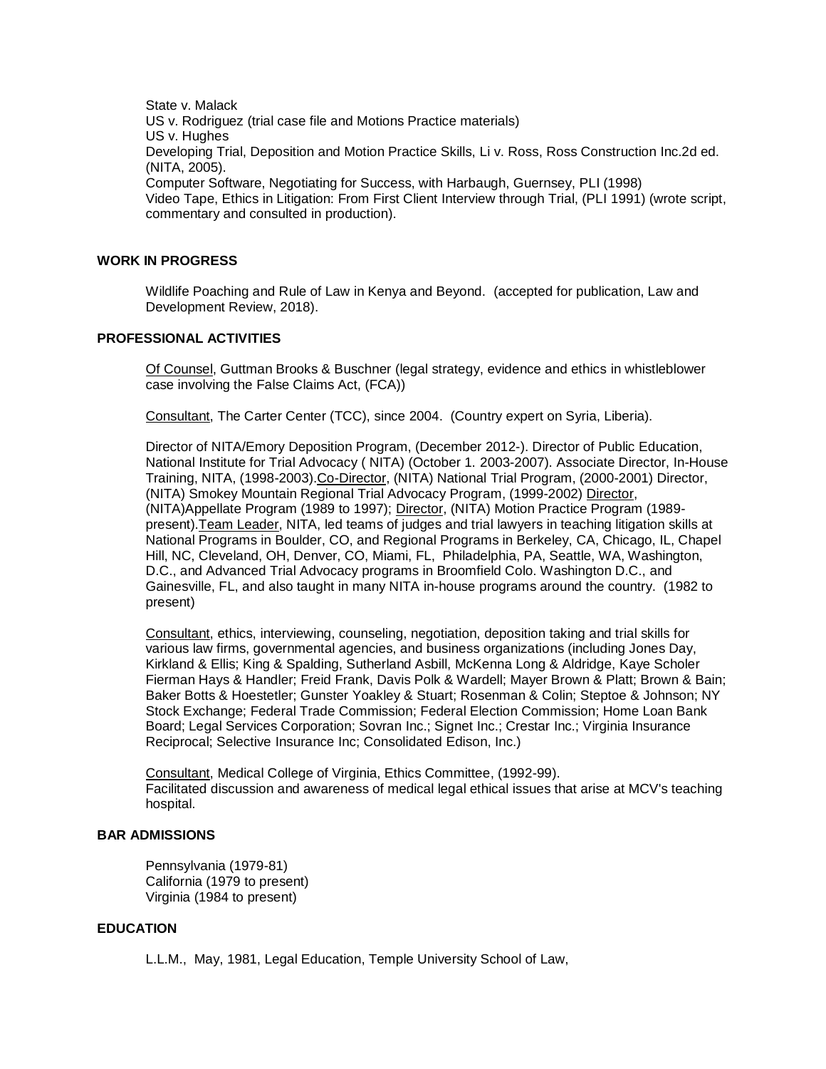State v. Malack
US v. Rodriguez (trial case file and Motions Practice materials)
US v. Hughes
Developing Trial, Deposition and Motion Practice Skills, Li v. Ross, Ross Construction Inc.2d ed. (NITA, 2005).
Computer Software, Negotiating for Success, with Harbaugh, Guernsey, PLI (1998)
Video Tape, Ethics in Litigation: From First Client Interview through Trial, (PLI 1991) (wrote script, commentary and consulted in production).

## WORK IN PROGRESS

Wildlife Poaching and Rule of Law in Kenya and Beyond. (accepted for publication, Law and Development Review, 2018).

## PROFESSIONAL ACTIVITIES

Of Counsel, Guttman Brooks & Buschner (legal strategy, evidence and ethics in whistleblower case involving the False Claims Act, (FCA))

Consultant, The Carter Center (TCC), since 2004. (Country expert on Syria, Liberia).

Director of NITA/Emory Deposition Program, (December 2012-). Director of Public Education, National Institute for Trial Advocacy ( NITA) (October 1. 2003-2007). Associate Director, In-House Training, NITA, (1998-2003).Co-Director, (NITA) National Trial Program, (2000-2001) Director, (NITA) Smokey Mountain Regional Trial Advocacy Program, (1999-2002) Director, (NITA)Appellate Program (1989 to 1997); Director, (NITA) Motion Practice Program (1989-present).Team Leader, NITA, led teams of judges and trial lawyers in teaching litigation skills at National Programs in Boulder, CO, and Regional Programs in Berkeley, CA, Chicago, IL, Chapel Hill, NC, Cleveland, OH, Denver, CO, Miami, FL, Philadelphia, PA, Seattle, WA, Washington, D.C., and Advanced Trial Advocacy programs in Broomfield Colo. Washington D.C., and Gainesville, FL, and also taught in many NITA in-house programs around the country. (1982 to present)

Consultant, ethics, interviewing, counseling, negotiation, deposition taking and trial skills for various law firms, governmental agencies, and business organizations (including Jones Day, Kirkland & Ellis; King & Spalding, Sutherland Asbill, McKenna Long & Aldridge, Kaye Scholer Fierman Hays & Handler; Freid Frank, Davis Polk & Wardell; Mayer Brown & Platt; Brown & Bain; Baker Botts & Hoestetler; Gunster Yoakley & Stuart; Rosenman & Colin; Steptoe & Johnson; NY Stock Exchange; Federal Trade Commission; Federal Election Commission; Home Loan Bank Board; Legal Services Corporation; Sovran Inc.; Signet Inc.; Crestar Inc.; Virginia Insurance Reciprocal; Selective Insurance Inc; Consolidated Edison, Inc.)

Consultant, Medical College of Virginia, Ethics Committee, (1992-99).
Facilitated discussion and awareness of medical legal ethical issues that arise at MCV's teaching hospital.

## BAR ADMISSIONS

Pennsylvania (1979-81)
California (1979 to present)
Virginia (1984 to present)

## EDUCATION

L.L.M., May, 1981, Legal Education, Temple University School of Law,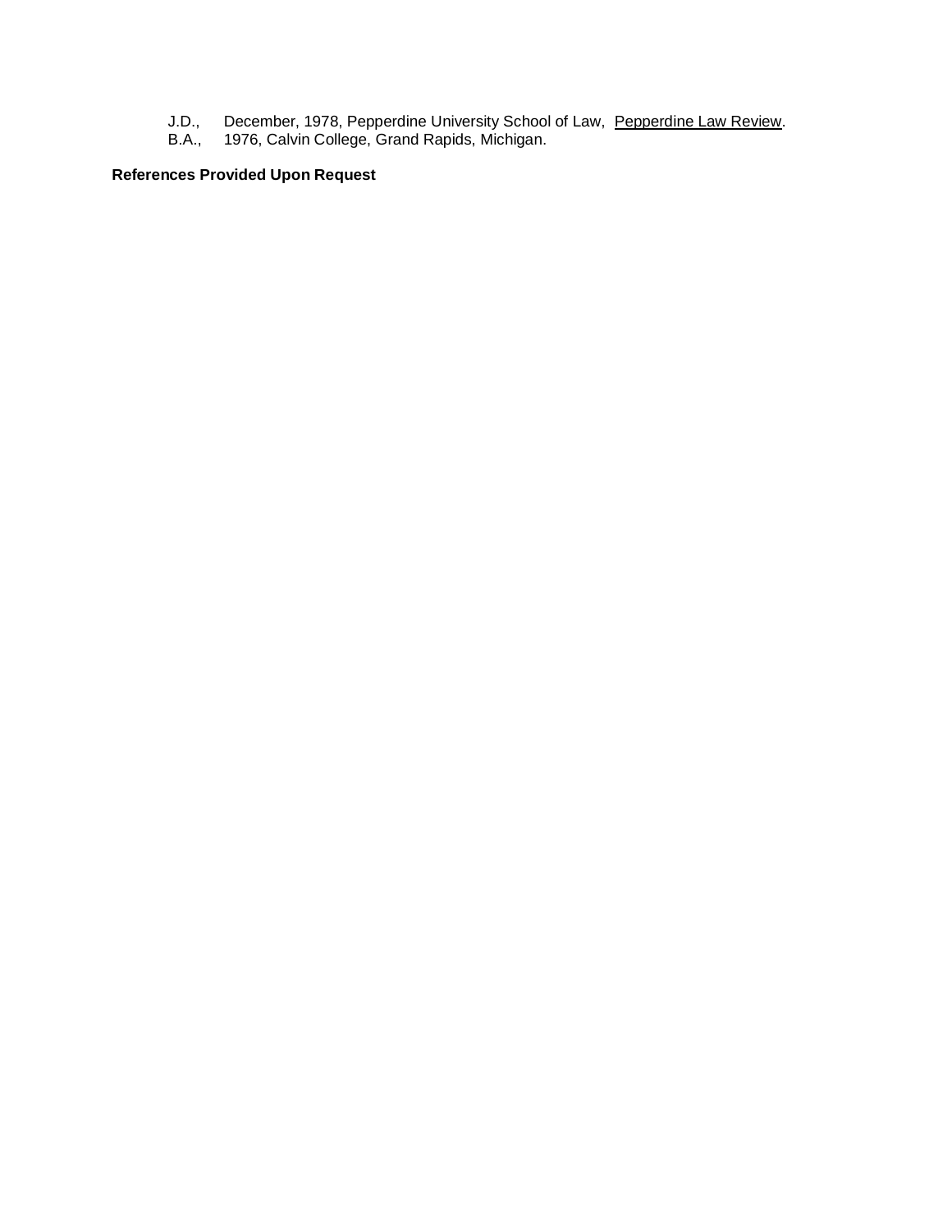J.D., December, 1978, Pepperdine University School of Law, Pepperdine Law Review.
B.A., 1976, Calvin College, Grand Rapids, Michigan.

**References Provided Upon Request**